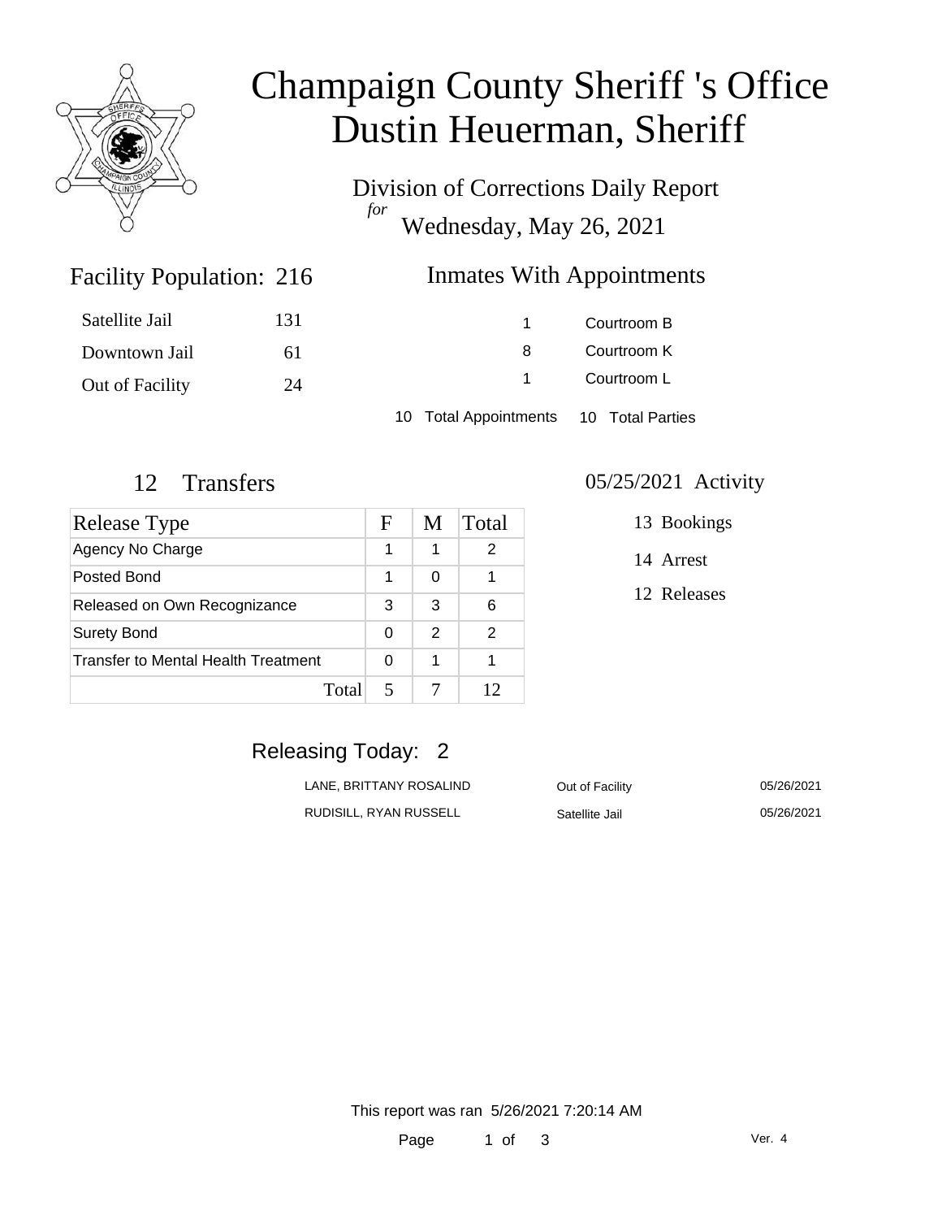# Champaign County Sheriff 's Office
# Dustin Heuerman, Sheriff

Division of Corrections Daily Report
*for*
Wednesday, May 26, 2021

## Facility Population: 216

| | |
|---|---|
| Satellite Jail | 131 |
| Downtown Jail | 61 |
| Out of Facility | 24 |

## Inmates With Appointments

| | |
|---|---|
| 1 | Courtroom B |
| 8 | Courtroom K |
| 1 | Courtroom L |

10 Total Appointments 10 Total Parties

## 12 Transfers

| Release Type | F | M | Total |
|---|---|---|---|
| Agency No Charge | 1 | 1 | 2 |
| Posted Bond | 1 | 0 | 1 |
| Released on Own Recognizance | 3 | 3 | 6 |
| Surety Bond | 0 | 2 | 2 |
| Transfer to Mental Health Treatment | 0 | 1 | 1 |
| Total | 5 | 7 | 12 |

## 05/25/2021 Activity

13 Bookings

14 Arrest

12 Releases

## Releasing Today: 2

| | | |
|---|---|---|
| LANE, BRITTANY ROSALIND | Out of Facility | 05/26/2021 |
| RUDISILL, RYAN RUSSELL | Satellite Jail | 05/26/2021 |

This report was ran 5/26/2021 7:20:14 AM

Ver. 4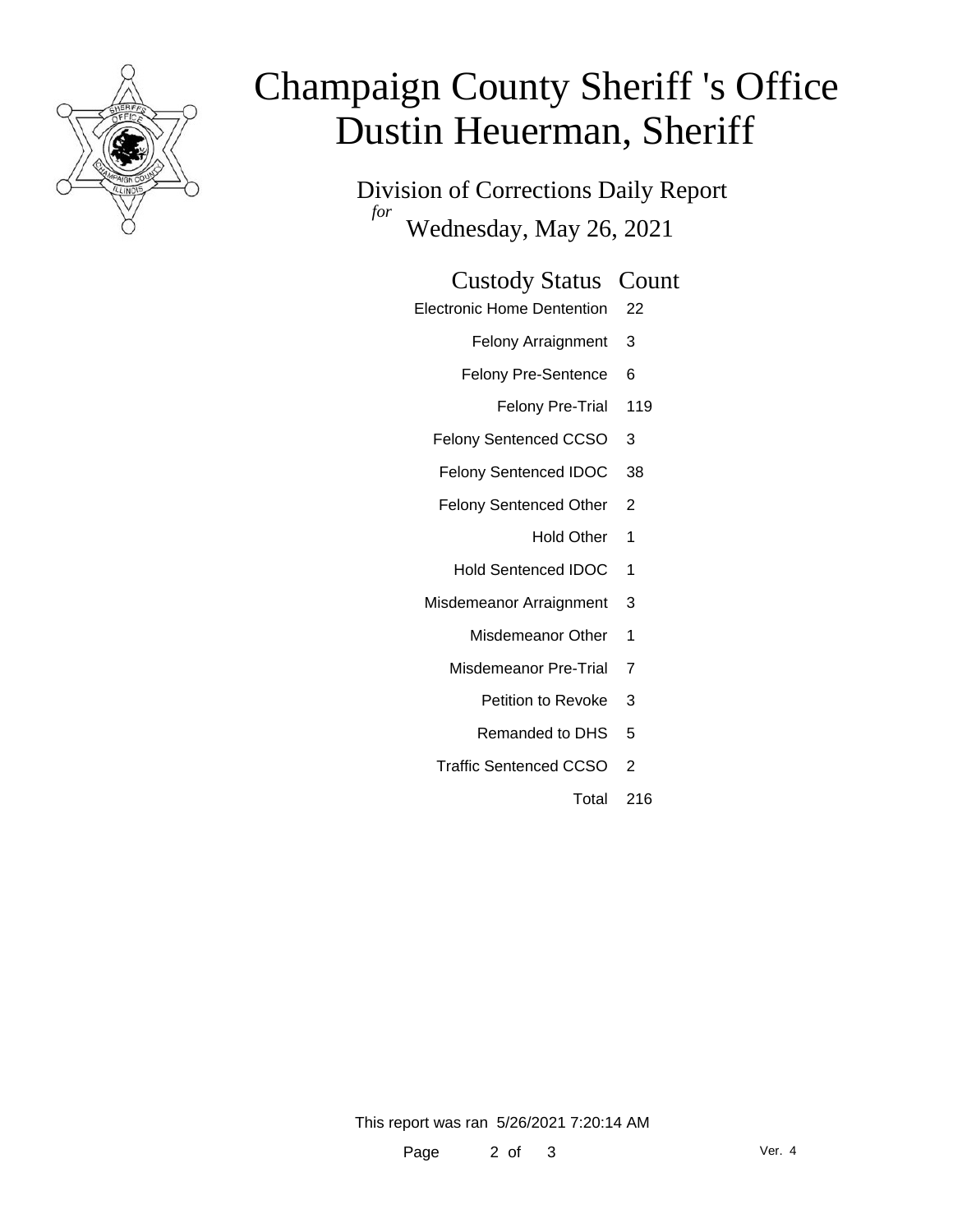# Champaign County Sheriff 's Office
# Dustin Heuerman, Sheriff

Division of Corrections Daily Report
*for*
Wednesday, May 26, 2021

| Custody Status | Count |
|---|---|
| Electronic Home Dentention | 22 |
| Felony Arraignment | 3 |
| Felony Pre-Sentence | 6 |
| Felony Pre-Trial | 119 |
| Felony Sentenced CCSO | 3 |
| Felony Sentenced IDOC | 38 |
| Felony Sentenced Other | 2 |
| Hold Other | 1 |
| Hold Sentenced IDOC | 1 |
| Misdemeanor Arraignment | 3 |
| Misdemeanor Other | 1 |
| Misdemeanor Pre-Trial | 7 |
| Petition to Revoke | 3 |
| Remanded to DHS | 5 |
| Traffic Sentenced CCSO | 2 |
| Total | 216 |

This report was ran 5/26/2021 7:20:14 AM

Ver. 4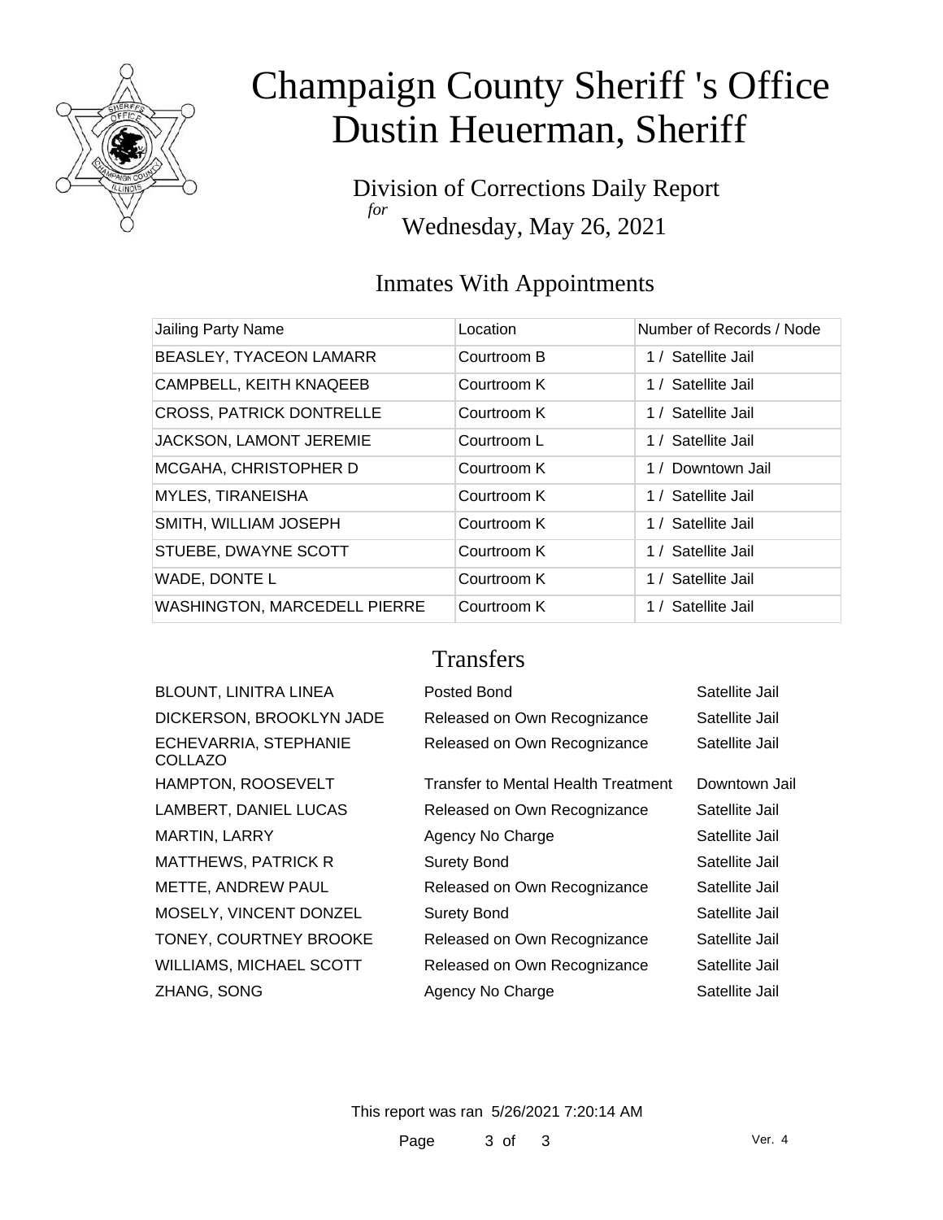# Champaign County Sheriff 's Office
# Dustin Heuerman, Sheriff

Division of Corrections Daily Report
*for*
Wednesday, May 26, 2021

## Inmates With Appointments

| Jailing Party Name | Location | Number of Records / Node |
|---|---|---|
| BEASLEY, TYACEON LAMARR | Courtroom B | 1 / Satellite Jail |
| CAMPBELL, KEITH KNAQEEB | Courtroom K | 1 / Satellite Jail |
| CROSS, PATRICK DONTRELLE | Courtroom K | 1 / Satellite Jail |
| JACKSON, LAMONT JEREMIE | Courtroom L | 1 / Satellite Jail |
| MCGAHA, CHRISTOPHER D | Courtroom K | 1 / Downtown Jail |
| MYLES, TIRANEISHA | Courtroom K | 1 / Satellite Jail |
| SMITH, WILLIAM JOSEPH | Courtroom K | 1 / Satellite Jail |
| STUEBE, DWAYNE SCOTT | Courtroom K | 1 / Satellite Jail |
| WADE, DONTE L | Courtroom K | 1 / Satellite Jail |
| WASHINGTON, MARCEDELL PIERRE | Courtroom K | 1 / Satellite Jail |

## Transfers

| | | |
|---|---|---|
| BLOUNT, LINITRA LINEA | Posted Bond | Satellite Jail |
| DICKERSON, BROOKLYN JADE | Released on Own Recognizance | Satellite Jail |
| ECHEVARRIA, STEPHANIE COLLAZO | Released on Own Recognizance | Satellite Jail |
| HAMPTON, ROOSEVELT | Transfer to Mental Health Treatment | Downtown Jail |
| LAMBERT, DANIEL LUCAS | Released on Own Recognizance | Satellite Jail |
| MARTIN, LARRY | Agency No Charge | Satellite Jail |
| MATTHEWS, PATRICK R | Surety Bond | Satellite Jail |
| METTE, ANDREW PAUL | Released on Own Recognizance | Satellite Jail |
| MOSELY, VINCENT DONZEL | Surety Bond | Satellite Jail |
| TONEY, COURTNEY BROOKE | Released on Own Recognizance | Satellite Jail |
| WILLIAMS, MICHAEL SCOTT | Released on Own Recognizance | Satellite Jail |
| ZHANG, SONG | Agency No Charge | Satellite Jail |

This report was ran 5/26/2021 7:20:14 AM

Ver. 4